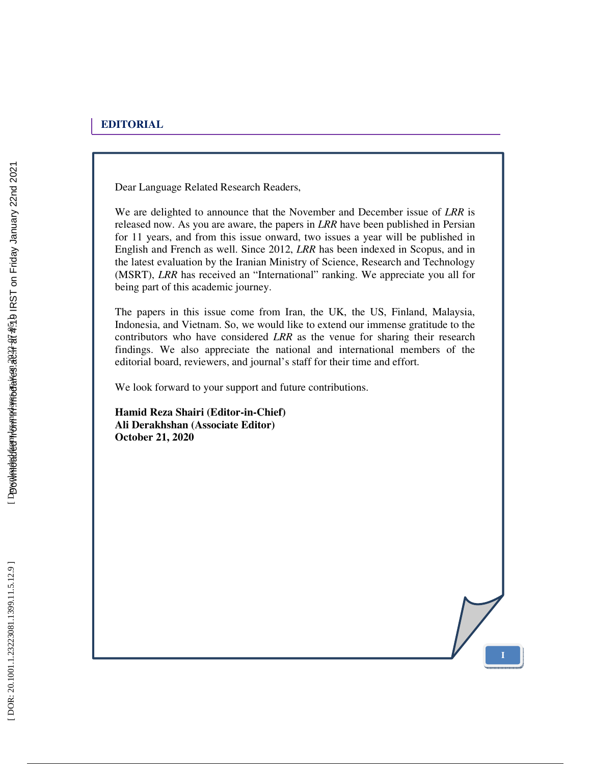## EDITORIAL

Dear Language Related Research Readers,

We are delighted to announce that the November and December issue of *LRR* is released now. As you are aware, the papers in *LRR* have been published in Persian for 11 years, and from this issue onward, two issues a year will be published in English and French as well. Since 2012, *LRR* has been indexed in Scopus, and in the latest evaluation by the Iranian Ministry of Science, Research and Technology (MSRT), *LRR* has received an "International" ranking. We appreciate you all for being part of this academic journey.

The papers in this issue come from Iran, the UK, the US, Finland, Malaysia, Indonesia, and Vietnam. So, we would like to extend our immense gratitude to the contributors who have considered *LRR* as the venue for sharing their research findings. We also appreciate the national and international members of the editorial board, reviewers, and journal's staff for their time and effort.

We look forward to your support and future contributions.

**Hamid Reza Shairi (Editor-in-Chief)**
**Ali Derakhshan (Associate Editor)**
**October 21, 2020**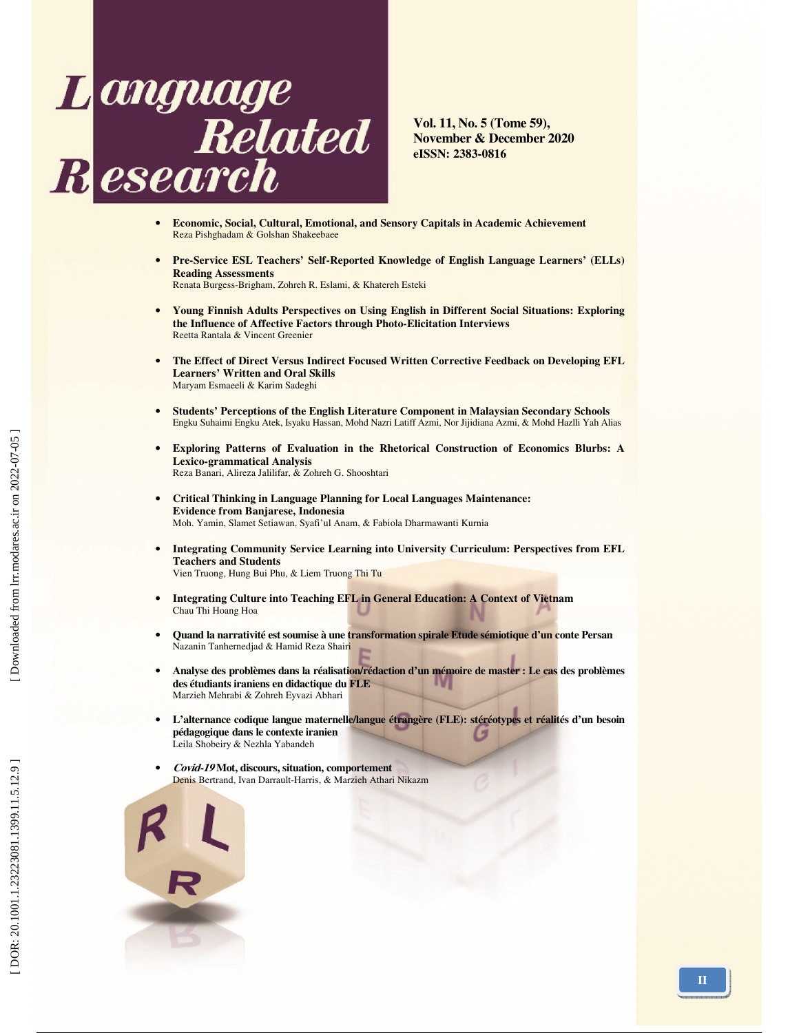# Language Related Research

**Vol. 11, No. 5 (Tome 59), November & December 2020**
**eISSN: 2383-0816**

- **Economic, Social, Cultural, Emotional, and Sensory Capitals in Academic Achievement**
  Reza Pishghadam & Golshan Shakeebaee

- **Pre-Service ESL Teachers' Self-Reported Knowledge of English Language Learners' (ELLs) Reading Assessments**
  Renata Burgess-Brigham, Zohreh R. Eslami, & Khatereh Esteki

- **Young Finnish Adults Perspectives on Using English in Different Social Situations: Exploring the Influence of Affective Factors through Photo-Elicitation Interviews**
  Reetta Rantala & Vincent Greenier

- **The Effect of Direct Versus Indirect Focused Written Corrective Feedback on Developing EFL Learners' Written and Oral Skills**
  Maryam Esmaeeli & Karim Sadeghi

- **Students' Perceptions of the English Literature Component in Malaysian Secondary Schools**
  Engku Suhaimi Engku Atek, Isyaku Hassan, Mohd Nazri Latiff Azmi, Nor Jijidiana Azmi, & Mohd Hazlli Yah Alias

- **Exploring Patterns of Evaluation in the Rhetorical Construction of Economics Blurbs: A Lexico-grammatical Analysis**
  Reza Banari, Alireza Jalilifar, & Zohreh G. Shooshtari

- **Critical Thinking in Language Planning for Local Languages Maintenance: Evidence from Banjarese, Indonesia**
  Moh. Yamin, Slamet Setiawan, Syafi'ul Anam, & Fabiola Dharmawanti Kurnia

- **Integrating Community Service Learning into University Curriculum: Perspectives from EFL Teachers and Students**
  Vien Truong, Hung Bui Phu, & Liem Truong Thi Tu

- **Integrating Culture into Teaching EFL in General Education: A Context of Vietnam**
  Chau Thi Hoang Hoa

- **Quand la narrativité est soumise à une transformation spirale Etude sémiotique d'un conte Persan**
  Nazanin Tanhernedjad & Hamid Reza Shairi

- **Analyse des problèmes dans la réalisation/rédaction d'un mémoire de master : Le cas des problèmes des étudiants iraniens en didactique du FLE**
  Marzieh Mehrabi & Zohreh Eyvazi Abhari

- **L'alternance codique langue maternelle/langue étrangère (FLE): stéréotypes et réalités d'un besoin pédagogique dans le contexte iranien**
  Leila Shobeiry & Nezhla Yabandeh

- ***Covid-19* Mot, discours, situation, comportement**
  Denis Bertrand, Ivan Darrault-Harris, & Marzieh Athari Nikazm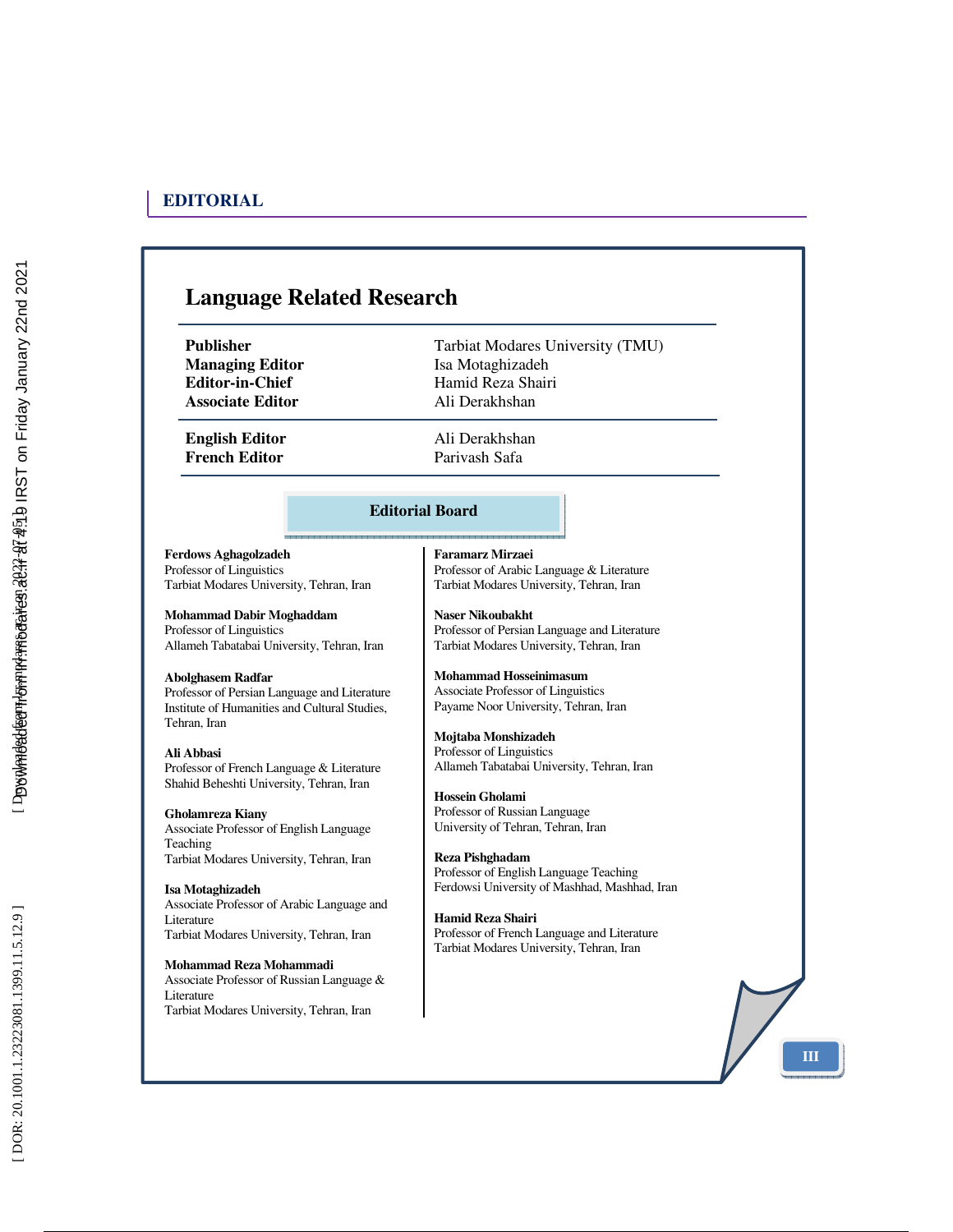## EDITORIAL

# Language Related Research

| | |
|---|---|
| **Publisher** | Tarbiat Modares University (TMU) |
| **Managing Editor** | Isa Motaghizadeh |
| **Editor-in-Chief** | Hamid Reza Shairi |
| **Associate Editor** | Ali Derakhshan |
| **English Editor** | Ali Derakhshan |
| **French Editor** | Parivash Safa |

## Editorial Board

**Ferdows Aghagolzadeh**
Professor of Linguistics
Tarbiat Modares University, Tehran, Iran

**Mohammad Dabir Moghaddam**
Professor of Linguistics
Allameh Tabatabai University, Tehran, Iran

**Abolghasem Radfar**
Professor of Persian Language and Literature
Institute of Humanities and Cultural Studies, Tehran, Iran

**Ali Abbasi**
Professor of French Language & Literature
Shahid Beheshti University, Tehran, Iran

**Gholamreza Kiany**
Associate Professor of English Language Teaching
Tarbiat Modares University, Tehran, Iran

**Isa Motaghizadeh**
Associate Professor of Arabic Language and Literature
Tarbiat Modares University, Tehran, Iran

**Mohammad Reza Mohammadi**
Associate Professor of Russian Language & Literature
Tarbiat Modares University, Tehran, Iran

**Faramarz Mirzaei**
Professor of Arabic Language & Literature
Tarbiat Modares University, Tehran, Iran

**Naser Nikoubakht**
Professor of Persian Language and Literature
Tarbiat Modares University, Tehran, Iran

**Mohammad Hosseinimasum**
Associate Professor of Linguistics
Payame Noor University, Tehran, Iran

**Mojtaba Monshizadeh**
Professor of Linguistics
Allameh Tabatabai University, Tehran, Iran

**Hossein Gholami**
Professor of Russian Language
University of Tehran, Tehran, Iran

**Reza Pishghadam**
Professor of English Language Teaching
Ferdowsi University of Mashhad, Mashhad, Iran

**Hamid Reza Shairi**
Professor of French Language and Literature
Tarbiat Modares University, Tehran, Iran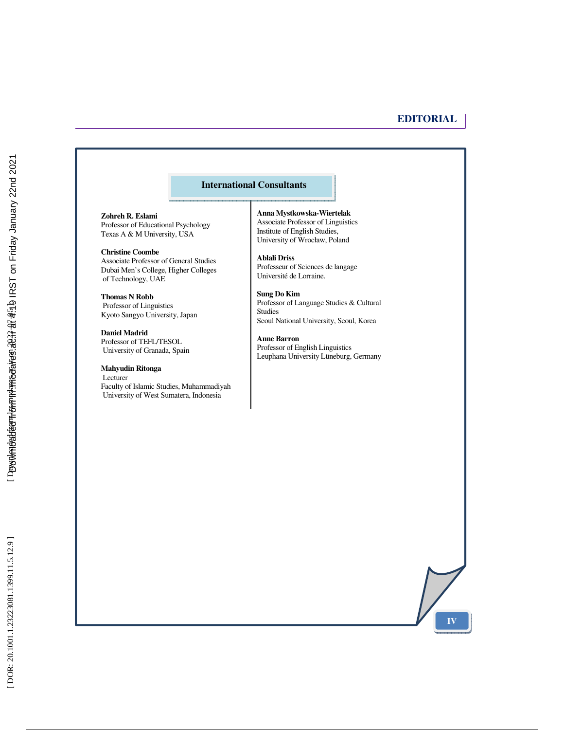## International Consultants

**Zohreh R. Eslami**
Professor of Educational Psychology
Texas A & M University, USA

**Christine Coombe**
Associate Professor of General Studies
Dubai Men's College, Higher Colleges of Technology, UAE

**Thomas N Robb**
Professor of Linguistics
Kyoto Sangyo University, Japan

**Daniel Madrid**
Professor of TEFL/TESOL
University of Granada, Spain

**Mahyudin Ritonga**
Lecturer
Faculty of Islamic Studies, Muhammadiyah University of West Sumatera, Indonesia

**Anna Mystkowska-Wiertelak**
Associate Professor of Linguistics
Institute of English Studies,
University of Wrocław, Poland

**Ablali Driss**
Professeur of Sciences de langage
Université de Lorraine.

**Sung Do Kim**
Professor of Language Studies & Cultural Studies
Seoul National University, Seoul, Korea

**Anne Barron**
Professor of English Linguistics
Leuphana University Lüneburg, Germany